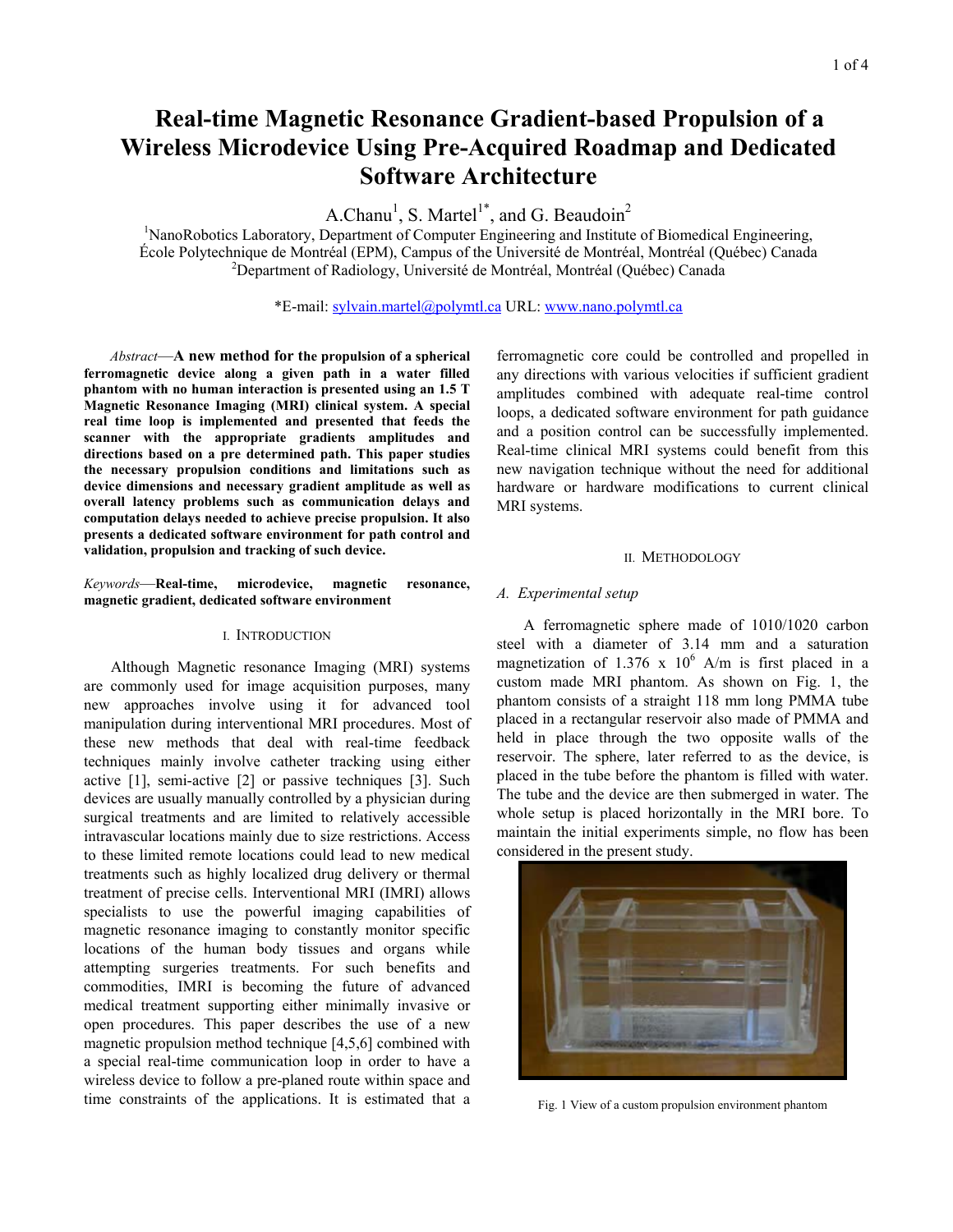# Real-time Magnetic Resonance Gradient-based Propulsion of a Wireless Microdevice Using Pre-Acquired Roadmap and Dedicated Software Architecture

A.Chanu[1], S. Martel[1*], and G. Beaudoin[2]

[1]NanoRobotics Laboratory, Department of Computer Engineering and Institute of Biomedical Engineering, École Polytechnique de Montréal (EPM), Campus of the Université de Montréal, Montréal (Québec) Canada
[2]Department of Radiology, Université de Montréal, Montréal (Québec) Canada

*E-mail: sylvain.martel@polymtl.ca URL: www.nano.polymtl.ca

*Abstract*—**A new method for the propulsion of a spherical ferromagnetic device along a given path in a water filled phantom with no human interaction is presented using an 1.5 T Magnetic Resonance Imaging (MRI) clinical system. A special real time loop is implemented and presented that feeds the scanner with the appropriate gradients amplitudes and directions based on a pre determined path. This paper studies the necessary propulsion conditions and limitations such as device dimensions and necessary gradient amplitude as well as overall latency problems such as communication delays and computation delays needed to achieve precise propulsion. It also presents a dedicated software environment for path control and validation, propulsion and tracking of such device.**

*Keywords*—**Real-time, microdevice, magnetic resonance, magnetic gradient, dedicated software environment**

## I. Introduction

Although Magnetic resonance Imaging (MRI) systems are commonly used for image acquisition purposes, many new approaches involve using it for advanced tool manipulation during interventional MRI procedures. Most of these new methods that deal with real-time feedback techniques mainly involve catheter tracking using either active [1], semi-active [2] or passive techniques [3]. Such devices are usually manually controlled by a physician during surgical treatments and are limited to relatively accessible intravascular locations mainly due to size restrictions. Access to these limited remote locations could lead to new medical treatments such as highly localized drug delivery or thermal treatment of precise cells. Interventional MRI (IMRI) allows specialists to use the powerful imaging capabilities of magnetic resonance imaging to constantly monitor specific locations of the human body tissues and organs while attempting surgeries treatments. For such benefits and commodities, IMRI is becoming the future of advanced medical treatment supporting either minimally invasive or open procedures. This paper describes the use of a new magnetic propulsion method technique [4,5,6] combined with a special real-time communication loop in order to have a wireless device to follow a pre-planed route within space and time constraints of the applications. It is estimated that a ferromagnetic core could be controlled and propelled in any directions with various velocities if sufficient gradient amplitudes combined with adequate real-time control loops, a dedicated software environment for path guidance and a position control can be successfully implemented. Real-time clinical MRI systems could benefit from this new navigation technique without the need for additional hardware or hardware modifications to current clinical MRI systems.

## II. Methodology

### A. Experimental setup

A ferromagnetic sphere made of 1010/1020 carbon steel with a diameter of 3.14 mm and a saturation magnetization of $1.376 \times 10^6$ A/m is first placed in a custom made MRI phantom. As shown on Fig. 1, the phantom consists of a straight 118 mm long PMMA tube placed in a rectangular reservoir also made of PMMA and held in place through the two opposite walls of the reservoir. The sphere, later referred to as the device, is placed in the tube before the phantom is filled with water. The tube and the device are then submerged in water. The whole setup is placed horizontally in the MRI bore. To maintain the initial experiments simple, no flow has been considered in the present study.

Fig. 1 View of a custom propulsion environment phantom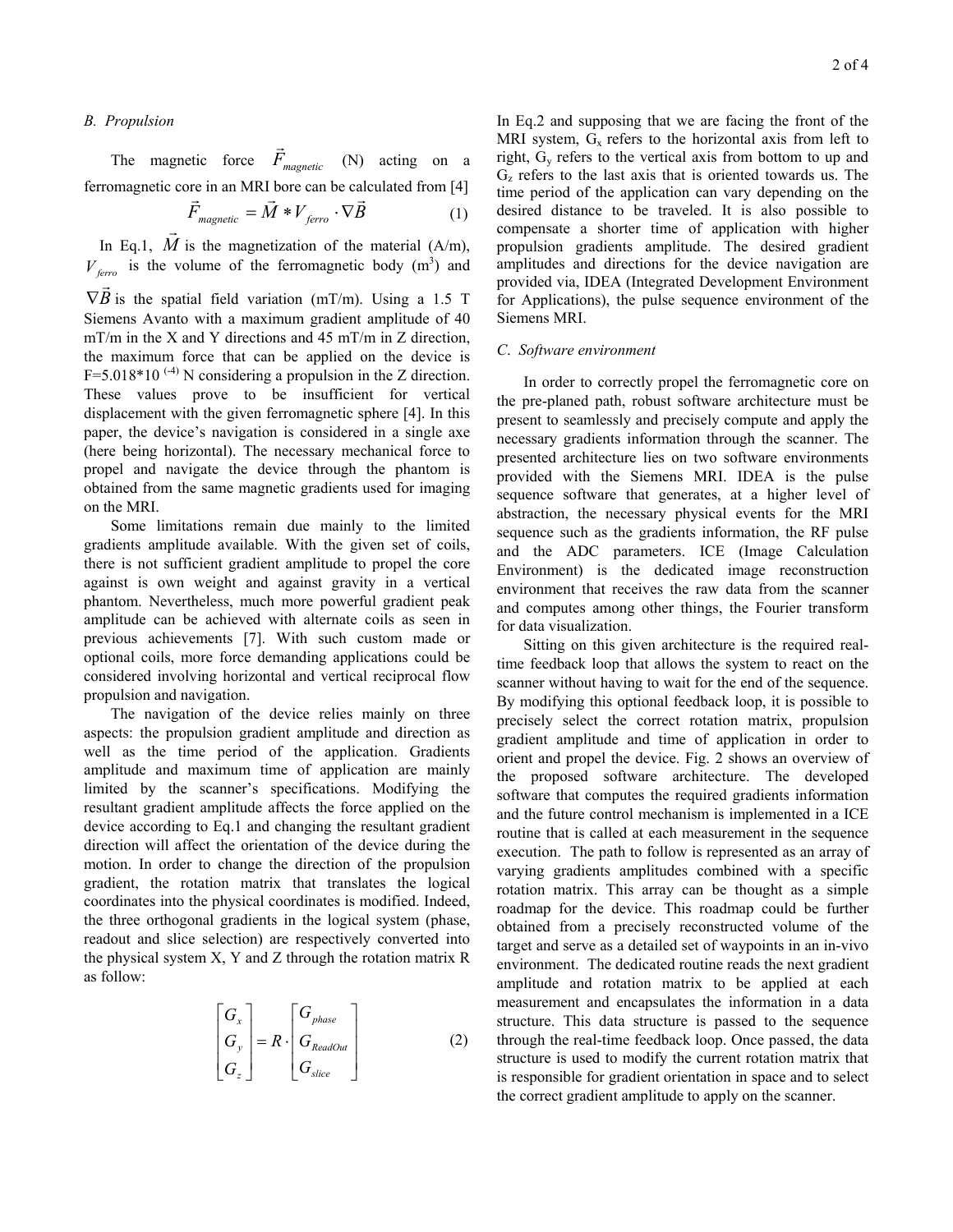### B. Propulsion

The magnetic force $\vec{F}_{magnetic}$ (N) acting on a ferromagnetic core in an MRI bore can be calculated from [4]

$$\vec{F}_{magnetic} = \vec{M} * V_{ferro} \cdot \nabla\vec{B} \tag{1}$$

In Eq.1, $\vec{M}$ is the magnetization of the material (A/m), $V_{ferro}$ is the volume of the ferromagnetic body (m$^3$) and $\nabla\vec{B}$ is the spatial field variation (mT/m). Using a 1.5 T Siemens Avanto with a maximum gradient amplitude of 40 mT/m in the X and Y directions and 45 mT/m in Z direction, the maximum force that can be applied on the device is $F=5.018*10^{(-4)}$ N considering a propulsion in the Z direction. These values prove to be insufficient for vertical displacement with the given ferromagnetic sphere [4]. In this paper, the device's navigation is considered in a single axe (here being horizontal). The necessary mechanical force to propel and navigate the device through the phantom is obtained from the same magnetic gradients used for imaging on the MRI.

Some limitations remain due mainly to the limited gradients amplitude available. With the given set of coils, there is not sufficient gradient amplitude to propel the core against is own weight and against gravity in a vertical phantom. Nevertheless, much more powerful gradient peak amplitude can be achieved with alternate coils as seen in previous achievements [7]. With such custom made or optional coils, more force demanding applications could be considered involving horizontal and vertical reciprocal flow propulsion and navigation.

The navigation of the device relies mainly on three aspects: the propulsion gradient amplitude and direction as well as the time period of the application. Gradients amplitude and maximum time of application are mainly limited by the scanner's specifications. Modifying the resultant gradient amplitude affects the force applied on the device according to Eq.1 and changing the resultant gradient direction will affect the orientation of the device during the motion. In order to change the direction of the propulsion gradient, the rotation matrix that translates the logical coordinates into the physical coordinates is modified. Indeed, the three orthogonal gradients in the logical system (phase, readout and slice selection) are respectively converted into the physical system X, Y and Z through the rotation matrix R as follow:

$$\begin{bmatrix} G_x \\ G_y \\ G_z \end{bmatrix} = R \cdot \begin{bmatrix} G_{phase} \\ G_{ReadOut} \\ G_{slice} \end{bmatrix} \tag{2}$$

In Eq.2 and supposing that we are facing the front of the MRI system, $G_x$ refers to the horizontal axis from left to right, $G_y$ refers to the vertical axis from bottom to up and $G_z$ refers to the last axis that is oriented towards us. The time period of the application can vary depending on the desired distance to be traveled. It is also possible to compensate a shorter time of application with higher propulsion gradients amplitude. The desired gradient amplitudes and directions for the device navigation are provided via, IDEA (Integrated Development Environment for Applications), the pulse sequence environment of the Siemens MRI.

### C. Software environment

In order to correctly propel the ferromagnetic core on the pre-planed path, robust software architecture must be present to seamlessly and precisely compute and apply the necessary gradients information through the scanner. The presented architecture lies on two software environments provided with the Siemens MRI. IDEA is the pulse sequence software that generates, at a higher level of abstraction, the necessary physical events for the MRI sequence such as the gradients information, the RF pulse and the ADC parameters. ICE (Image Calculation Environment) is the dedicated image reconstruction environment that receives the raw data from the scanner and computes among other things, the Fourier transform for data visualization.

Sitting on this given architecture is the required real-time feedback loop that allows the system to react on the scanner without having to wait for the end of the sequence. By modifying this optional feedback loop, it is possible to precisely select the correct rotation matrix, propulsion gradient amplitude and time of application in order to orient and propel the device. Fig. 2 shows an overview of the proposed software architecture. The developed software that computes the required gradients information and the future control mechanism is implemented in a ICE routine that is called at each measurement in the sequence execution. The path to follow is represented as an array of varying gradients amplitudes combined with a specific rotation matrix. This array can be thought as a simple roadmap for the device. This roadmap could be further obtained from a precisely reconstructed volume of the target and serve as a detailed set of waypoints in an in-vivo environment. The dedicated routine reads the next gradient amplitude and rotation matrix to be applied at each measurement and encapsulates the information in a data structure. This data structure is passed to the sequence through the real-time feedback loop. Once passed, the data structure is used to modify the current rotation matrix that is responsible for gradient orientation in space and to select the correct gradient amplitude to apply on the scanner.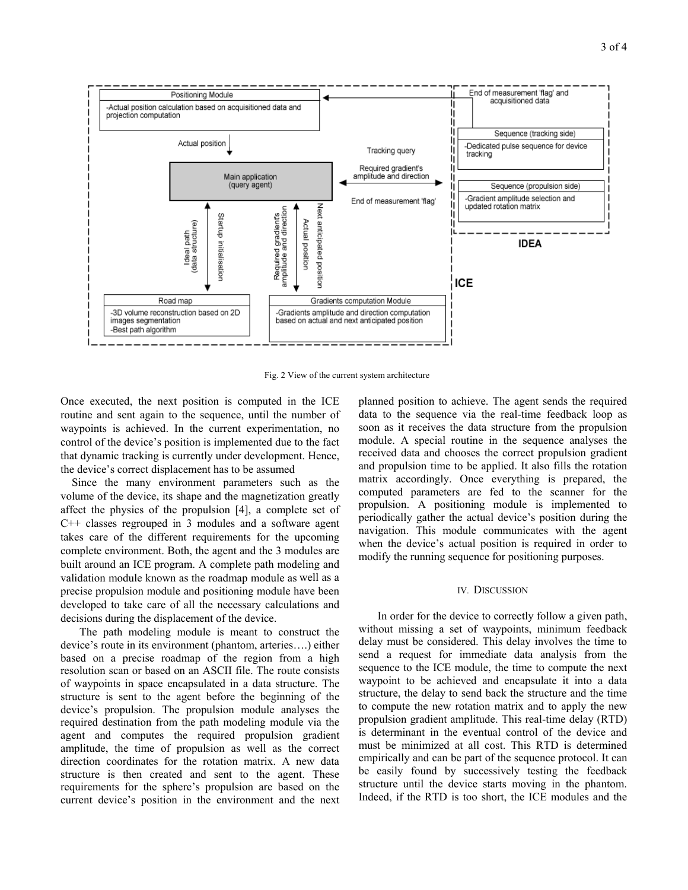Fig. 2 View of the current system architecture

Once executed, the next position is computed in the ICE routine and sent again to the sequence, until the number of waypoints is achieved. In the current experimentation, no control of the device's position is implemented due to the fact that dynamic tracking is currently under development. Hence, the device's correct displacement has to be assumed

Since the many environment parameters such as the volume of the device, its shape and the magnetization greatly affect the physics of the propulsion [4], a complete set of C++ classes regrouped in 3 modules and a software agent takes care of the different requirements for the upcoming complete environment. Both, the agent and the 3 modules are built around an ICE program. A complete path modeling and validation module known as the roadmap module as well as a precise propulsion module and positioning module have been developed to take care of all the necessary calculations and decisions during the displacement of the device.

The path modeling module is meant to construct the device's route in its environment (phantom, arteries….) either based on a precise roadmap of the region from a high resolution scan or based on an ASCII file. The route consists of waypoints in space encapsulated in a data structure. The structure is sent to the agent before the beginning of the device's propulsion. The propulsion module analyses the required destination from the path modeling module via the agent and computes the required propulsion gradient amplitude, the time of propulsion as well as the correct direction coordinates for the rotation matrix. A new data structure is then created and sent to the agent. These requirements for the sphere's propulsion are based on the current device's position in the environment and the next planned position to achieve. The agent sends the required data to the sequence via the real-time feedback loop as soon as it receives the data structure from the propulsion module. A special routine in the sequence analyses the received data and chooses the correct propulsion gradient and propulsion time to be applied. It also fills the rotation matrix accordingly. Once everything is prepared, the computed parameters are fed to the scanner for the propulsion. A positioning module is implemented to periodically gather the actual device's position during the navigation. This module communicates with the agent when the device's actual position is required in order to modify the running sequence for positioning purposes.

## IV. Discussion

In order for the device to correctly follow a given path, without missing a set of waypoints, minimum feedback delay must be considered. This delay involves the time to send a request for immediate data analysis from the sequence to the ICE module, the time to compute the next waypoint to be achieved and encapsulate it into a data structure, the delay to send back the structure and the time to compute the new rotation matrix and to apply the new propulsion gradient amplitude. This real-time delay (RTD) is determinant in the eventual control of the device and must be minimized at all cost. This RTD is determined empirically and can be part of the sequence protocol. It can be easily found by successively testing the feedback structure until the device starts moving in the phantom. Indeed, if the RTD is too short, the ICE modules and the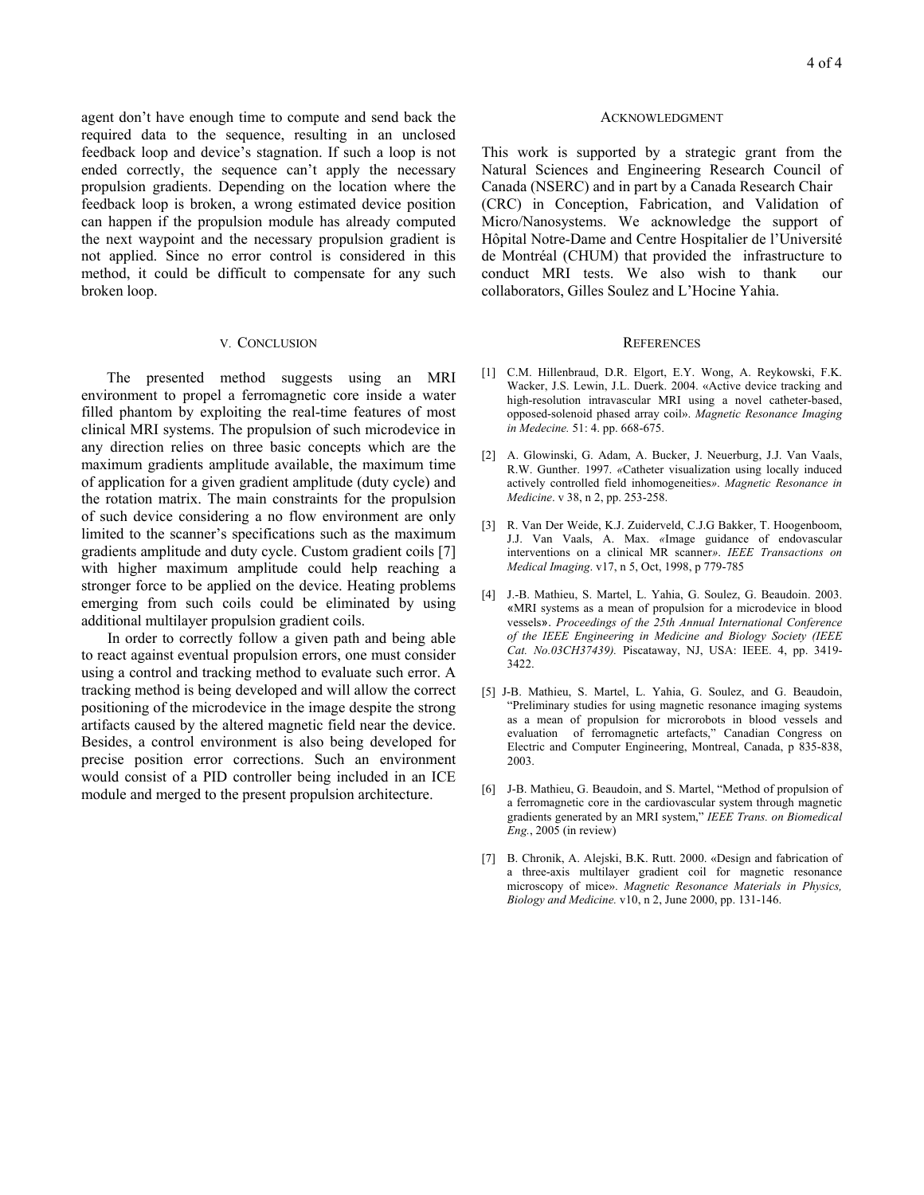agent don't have enough time to compute and send back the required data to the sequence, resulting in an unclosed feedback loop and device's stagnation. If such a loop is not ended correctly, the sequence can't apply the necessary propulsion gradients. Depending on the location where the feedback loop is broken, a wrong estimated device position can happen if the propulsion module has already computed the next waypoint and the necessary propulsion gradient is not applied. Since no error control is considered in this method, it could be difficult to compensate for any such broken loop.

## V. Conclusion

The presented method suggests using an MRI environment to propel a ferromagnetic core inside a water filled phantom by exploiting the real-time features of most clinical MRI systems. The propulsion of such microdevice in any direction relies on three basic concepts which are the maximum gradients amplitude available, the maximum time of application for a given gradient amplitude (duty cycle) and the rotation matrix. The main constraints for the propulsion of such device considering a no flow environment are only limited to the scanner's specifications such as the maximum gradients amplitude and duty cycle. Custom gradient coils [7] with higher maximum amplitude could help reaching a stronger force to be applied on the device. Heating problems emerging from such coils could be eliminated by using additional multilayer propulsion gradient coils.

In order to correctly follow a given path and being able to react against eventual propulsion errors, one must consider using a control and tracking method to evaluate such error. A tracking method is being developed and will allow the correct positioning of the microdevice in the image despite the strong artifacts caused by the altered magnetic field near the device. Besides, a control environment is also being developed for precise position error corrections. Such an environment would consist of a PID controller being included in an ICE module and merged to the present propulsion architecture.

## Acknowledgment

This work is supported by a strategic grant from the Natural Sciences and Engineering Research Council of Canada (NSERC) and in part by a Canada Research Chair (CRC) in Conception, Fabrication, and Validation of Micro/Nanosystems. We acknowledge the support of Hôpital Notre-Dame and Centre Hospitalier de l'Université de Montréal (CHUM) that provided the infrastructure to conduct MRI tests. We also wish to thank our collaborators, Gilles Soulez and L'Hocine Yahia.

## References

[1] C.M. Hillenbraud, D.R. Elgort, E.Y. Wong, A. Reykowski, F.K. Wacker, J.S. Lewin, J.L. Duerk. 2004. «Active device tracking and high-resolution intravascular MRI using a novel catheter-based, opposed-solenoid phased array coil». *Magnetic Resonance Imaging in Medecine.* 51: 4. pp. 668-675.

[2] A. Glowinski, G. Adam, A. Bucker, J. Neuerburg, J.J. Van Vaals, R.W. Gunther. 1997. «Catheter visualization using locally induced actively controlled field inhomogeneities». *Magnetic Resonance in Medicine*. v 38, n 2, pp. 253-258.

[3] R. Van Der Weide, K.J. Zuiderveld, C.J.G Bakker, T. Hoogenboom, J.J. Van Vaals, A. Max. «Image guidance of endovascular interventions on a clinical MR scanner». *IEEE Transactions on Medical Imaging*. v17, n 5, Oct, 1998, p 779-785

[4] J.-B. Mathieu, S. Martel, L. Yahia, G. Soulez, G. Beaudoin. 2003. «MRI systems as a mean of propulsion for a microdevice in blood vessels». *Proceedings of the 25th Annual International Conference of the IEEE Engineering in Medicine and Biology Society (IEEE Cat. No.03CH37439).* Piscataway, NJ, USA: IEEE. 4, pp. 3419-3422.

[5] J-B. Mathieu, S. Martel, L. Yahia, G. Soulez, and G. Beaudoin, "Preliminary studies for using magnetic resonance imaging systems as a mean of propulsion for microrobots in blood vessels and evaluation of ferromagnetic artefacts," Canadian Congress on Electric and Computer Engineering, Montreal, Canada, p 835-838, 2003.

[6] J-B. Mathieu, G. Beaudoin, and S. Martel, "Method of propulsion of a ferromagnetic core in the cardiovascular system through magnetic gradients generated by an MRI system," *IEEE Trans. on Biomedical Eng.*, 2005 (in review)

[7] B. Chronik, A. Alejski, B.K. Rutt. 2000. «Design and fabrication of a three-axis multilayer gradient coil for magnetic resonance microscopy of mice». *Magnetic Resonance Materials in Physics, Biology and Medicine.* v10, n 2, June 2000, pp. 131-146.